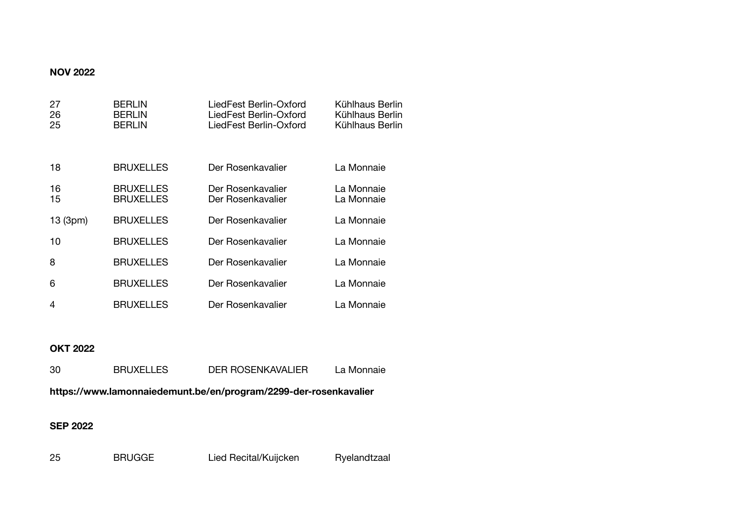**NOV 2022**

| | | | |
|---|---|---|---|
| 27 | BERLIN | LiedFest Berlin-Oxford | Kühlhaus Berlin |
| 26 | BERLIN | LiedFest Berlin-Oxford | Kühlhaus Berlin |
| 25 | BERLIN | LiedFest Berlin-Oxford | Kühlhaus Berlin |
| 18 | BRUXELLES | Der Rosenkavalier | La Monnaie |
| 16 | BRUXELLES | Der Rosenkavalier | La Monnaie |
| 15 | BRUXELLES | Der Rosenkavalier | La Monnaie |
| 13 (3pm) | BRUXELLES | Der Rosenkavalier | La Monnaie |
| 10 | BRUXELLES | Der Rosenkavalier | La Monnaie |
| 8 | BRUXELLES | Der Rosenkavalier | La Monnaie |
| 6 | BRUXELLES | Der Rosenkavalier | La Monnaie |
| 4 | BRUXELLES | Der Rosenkavalier | La Monnaie |

**OKT 2022**

| | | | |
|---|---|---|---|
| 30 | BRUXELLES | DER ROSENKAVALIER | La Monnaie |

**https://www.lamonnaiedemunt.be/en/program/2299-der-rosenkavalier**

**SEP 2022**

| | | | |
|---|---|---|---|
| 25 | BRUGGE | Lied Recital/Kuijcken | Ryelandtzaal |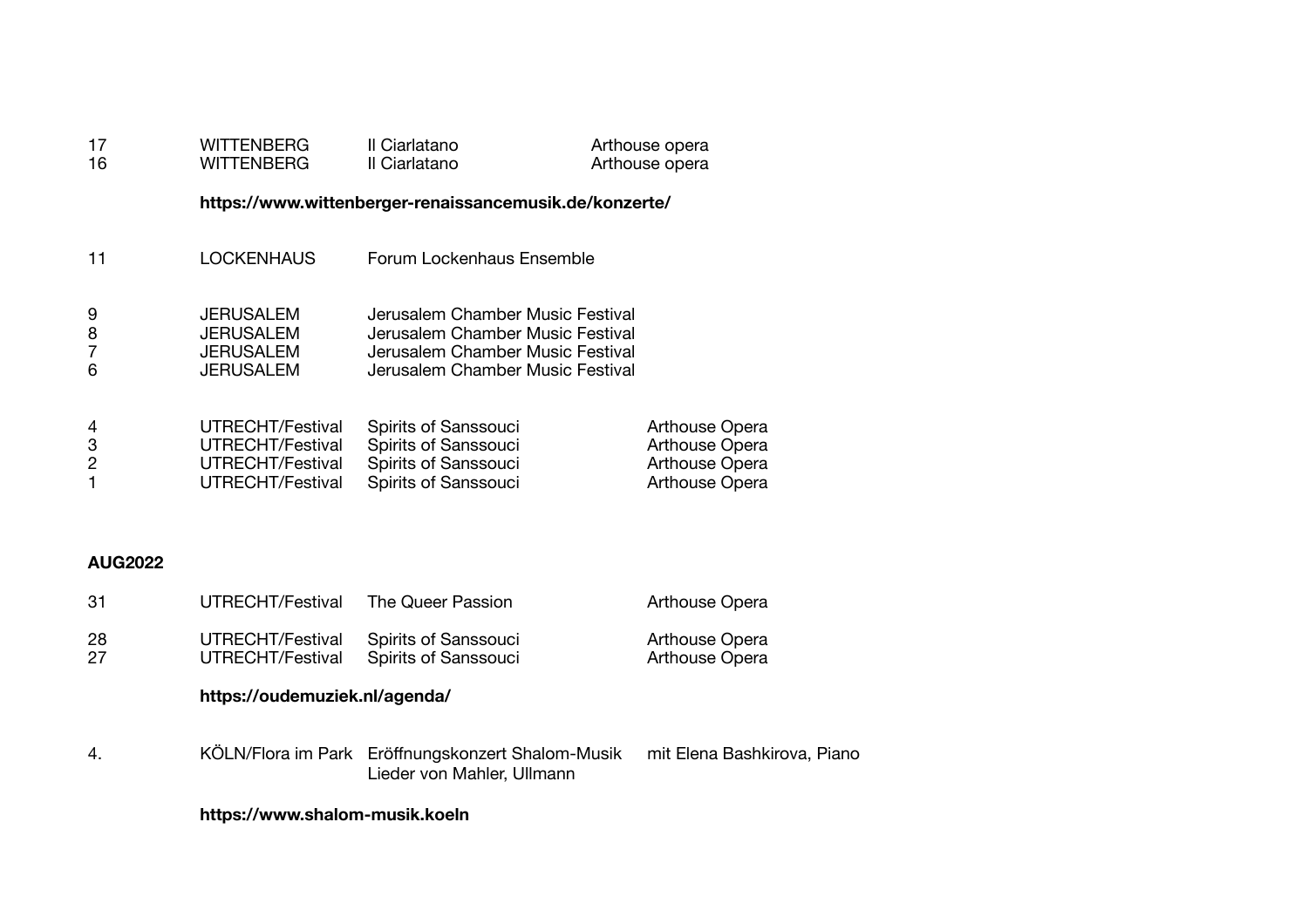| | | | |
|---|---|---|---|
| 17 | WITTENBERG | Il Ciarlatano | Arthouse opera |
| 16 | WITTENBERG | Il Ciarlatano | Arthouse opera |

**https://www.wittenberger-renaissancemusik.de/konzerte/**

| | | | |
|---|---|---|---|
| 11 | LOCKENHAUS | Forum Lockenhaus Ensemble | |
| 9 | JERUSALEM | Jerusalem Chamber Music Festival | |
| 8 | JERUSALEM | Jerusalem Chamber Music Festival | |
| 7 | JERUSALEM | Jerusalem Chamber Music Festival | |
| 6 | JERUSALEM | Jerusalem Chamber Music Festival | |
| 4 | UTRECHT/Festival | Spirits of Sanssouci | Arthouse Opera |
| 3 | UTRECHT/Festival | Spirits of Sanssouci | Arthouse Opera |
| 2 | UTRECHT/Festival | Spirits of Sanssouci | Arthouse Opera |
| 1 | UTRECHT/Festival | Spirits of Sanssouci | Arthouse Opera |

**AUG2022**

| | | | |
|---|---|---|---|
| 31 | UTRECHT/Festival | The Queer Passion | Arthouse Opera |
| 28 | UTRECHT/Festival | Spirits of Sanssouci | Arthouse Opera |
| 27 | UTRECHT/Festival | Spirits of Sanssouci | Arthouse Opera |

**https://oudemuziek.nl/agenda/**

| | | | |
|---|---|---|---|
| 4. | KÖLN/Flora im Park | Eröffnungskonzert Shalom-Musik<br>Lieder von Mahler, Ullmann | mit Elena Bashkirova, Piano |

**https://www.shalom-musik.koeln**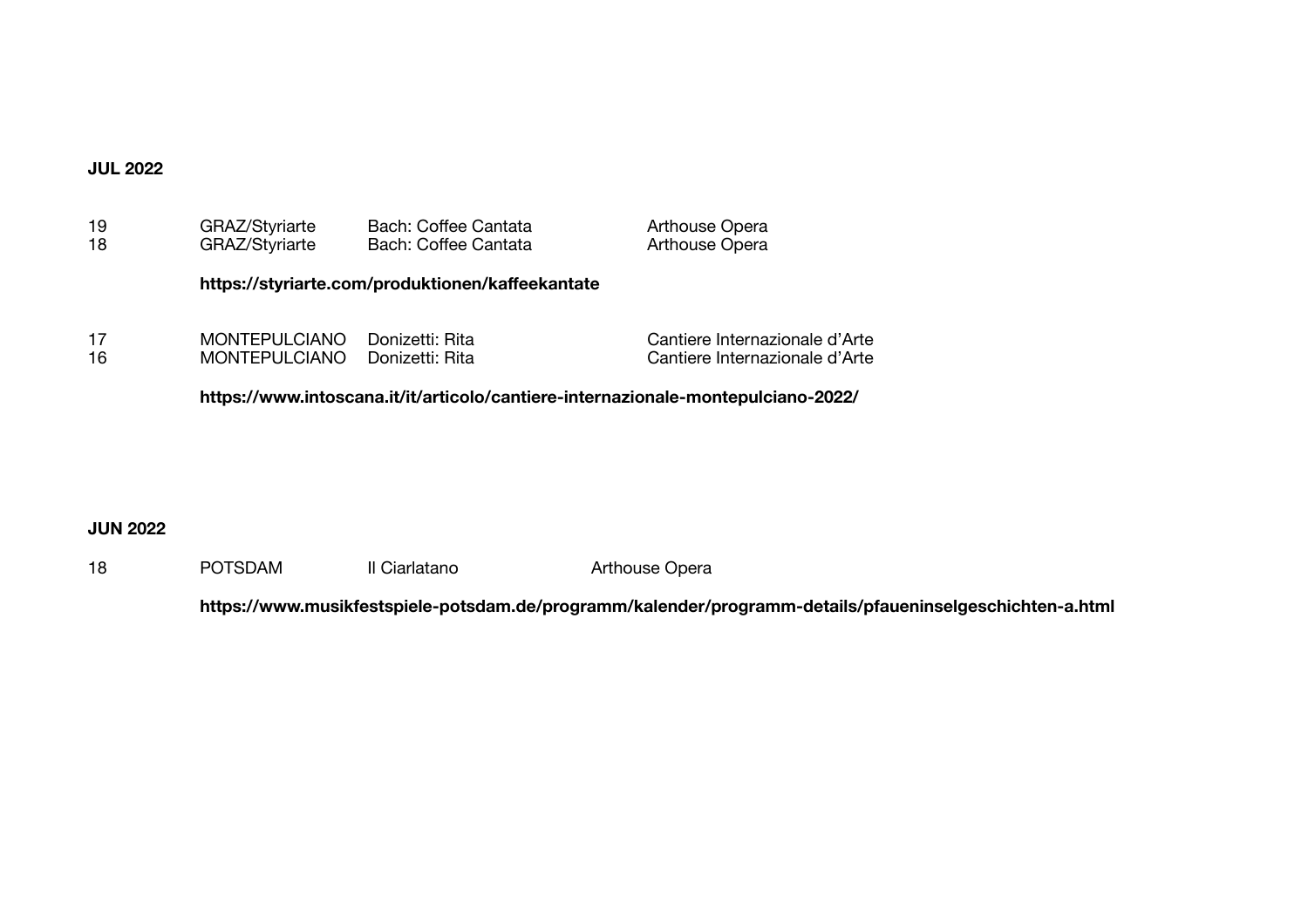**JUL 2022**

| | | | |
|---|---|---|---|
| 19 | GRAZ/Styriarte | Bach: Coffee Cantata | Arthouse Opera |
| 18 | GRAZ/Styriarte | Bach: Coffee Cantata | Arthouse Opera |

**https://styriarte.com/produktionen/kaffeekantate**

| | | | |
|---|---|---|---|
| 17 | MONTEPULCIANO | Donizetti: Rita | Cantiere Internazionale d’Arte |
| 16 | MONTEPULCIANO | Donizetti: Rita | Cantiere Internazionale d’Arte |

**https://www.intoscana.it/it/articolo/cantiere-internazionale-montepulciano-2022/**

**JUN 2022**

| | | | |
|---|---|---|---|
| 18 | POTSDAM | Il Ciarlatano | Arthouse Opera |

**https://www.musikfestspiele-potsdam.de/programm/kalender/programm-details/pfaueninselgeschichten-a.html**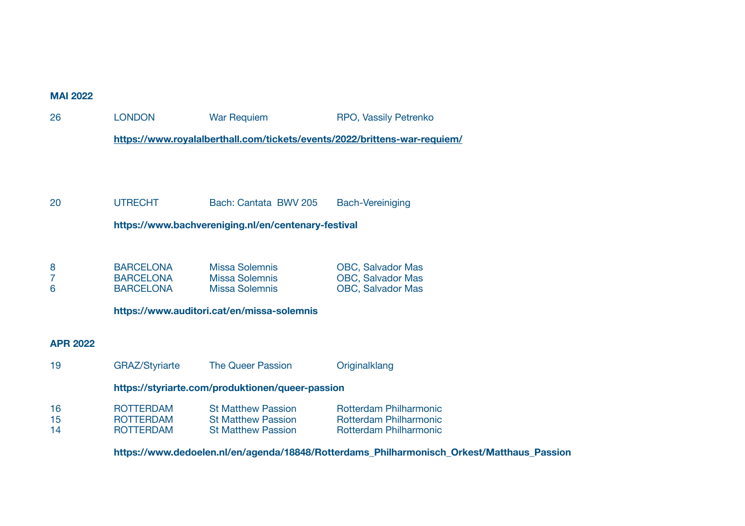**MAI 2022**

| | | | |
|---|---|---|---|
| 26 | LONDON | War Requiem | RPO, Vassily Petrenko |

**https://www.royalalberthall.com/tickets/events/2022/brittens-war-requiem/**

| | | | |
|---|---|---|---|
| 20 | UTRECHT | Bach: Cantata BWV 205 | Bach-Vereiniging |

**https://www.bachvereniging.nl/en/centenary-festival**

| | | | |
|---|---|---|---|
| 8 | BARCELONA | Missa Solemnis | OBC, Salvador Mas |
| 7 | BARCELONA | Missa Solemnis | OBC, Salvador Mas |
| 6 | BARCELONA | Missa Solemnis | OBC, Salvador Mas |

**https://www.auditori.cat/en/missa-solemnis**

**APR 2022**

| | | | |
|---|---|---|---|
| 19 | GRAZ/Styriarte | The Queer Passion | Originalklang |

**https://styriarte.com/produktionen/queer-passion**

| | | | |
|---|---|---|---|
| 16 | ROTTERDAM | St Matthew Passion | Rotterdam Philharmonic |
| 15 | ROTTERDAM | St Matthew Passion | Rotterdam Philharmonic |
| 14 | ROTTERDAM | St Matthew Passion | Rotterdam Philharmonic |

**https://www.dedoelen.nl/en/agenda/18848/Rotterdams_Philharmonisch_Orkest/Matthaus_Passion**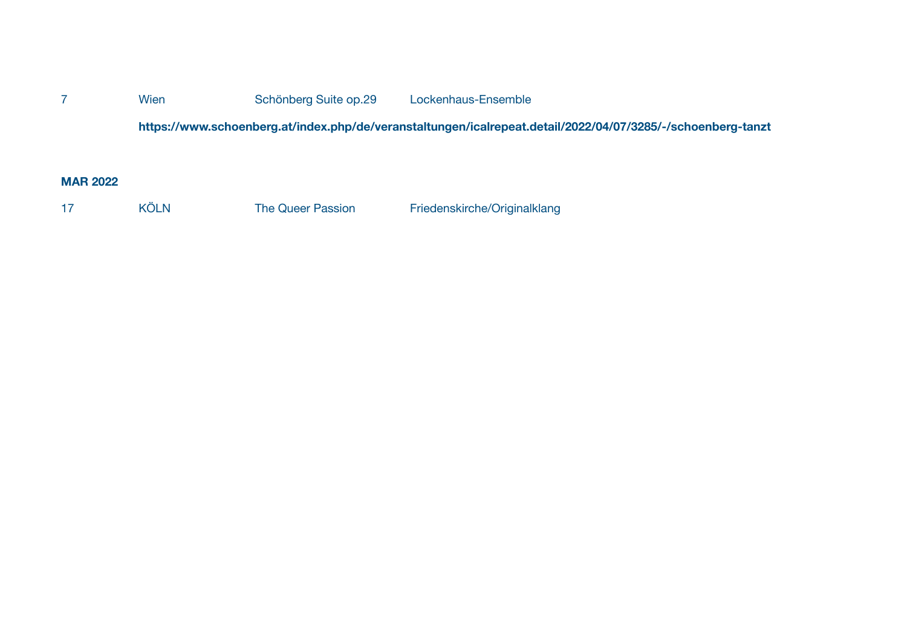| | | | |
|---|---|---|---|
| 7 | Wien | Schönberg Suite op.29 | Lockenhaus-Ensemble |
| | **https://www.schoenberg.at/index.php/de/veranstaltungen/icalrepeat.detail/2022/04/07/3285/-/schoenberg-tanzt** | | |

**MAR 2022**

| | | | |
|---|---|---|---|
| 17 | KÖLN | The Queer Passion | Friedenskirche/Originalklang |